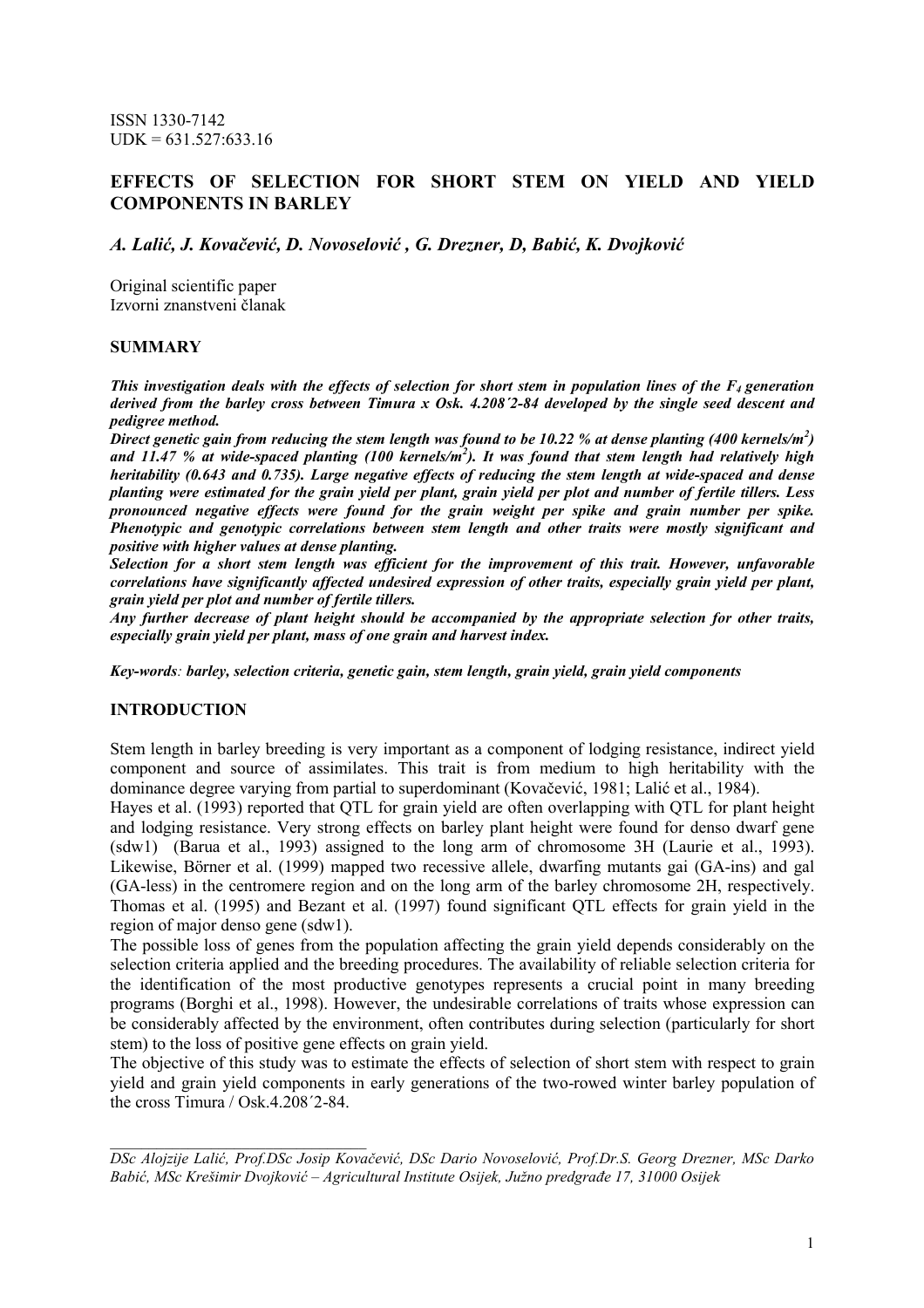ISSN 1330-7142
UDK = 631.527:633.16

# EFFECTS OF SELECTION FOR SHORT STEM ON YIELD AND YIELD COMPONENTS IN BARLEY

***A. Lalić, J. Kovačević, D. Novoselović , G. Drezner, D, Babić, K. Dvojković***

Original scientific paper
Izvorni znanstveni članak

## SUMMARY

***This investigation deals with the effects of selection for short stem in population lines of the $F_4$ generation derived from the barley cross between Timura x Osk. 4.208´2-84 developed by the single seed descent and pedigree method.***

***Direct genetic gain from reducing the stem length was found to be 10.22 % at dense planting (400 kernels/m$^2$) and 11.47 % at wide-spaced planting (100 kernels/m$^2$). It was found that stem length had relatively high heritability (0.643 and 0.735). Large negative effects of reducing the stem length at wide-spaced and dense planting were estimated for the grain yield per plant, grain yield per plot and number of fertile tillers. Less pronounced negative effects were found for the grain weight per spike and grain number per spike. Phenotypic and genotypic correlations between stem length and other traits were mostly significant and positive with higher values at dense planting.***

***Selection for a short stem length was efficient for the improvement of this trait. However, unfavorable correlations have significantly affected undesired expression of other traits, especially grain yield per plant, grain yield per plot and number of fertile tillers.***

***Any further decrease of plant height should be accompanied by the appropriate selection for other traits, especially grain yield per plant, mass of one grain and harvest index.***

***Key-words**: barley, selection criteria, genetic gain, stem length, grain yield, grain yield components*

## INTRODUCTION

Stem length in barley breeding is very important as a component of lodging resistance, indirect yield component and source of assimilates. This trait is from medium to high heritability with the dominance degree varying from partial to superdominant (Kovačević, 1981; Lalić et al., 1984).

Hayes et al. (1993) reported that QTL for grain yield are often overlapping with QTL for plant height and lodging resistance. Very strong effects on barley plant height were found for denso dwarf gene (sdw1) (Barua et al., 1993) assigned to the long arm of chromosome 3H (Laurie et al., 1993). Likewise, Börner et al. (1999) mapped two recessive allele, dwarfing mutants gai (GA-ins) and gal (GA-less) in the centromere region and on the long arm of the barley chromosome 2H, respectively. Thomas et al. (1995) and Bezant et al. (1997) found significant QTL effects for grain yield in the region of major denso gene (sdw1).

The possible loss of genes from the population affecting the grain yield depends considerably on the selection criteria applied and the breeding procedures. The availability of reliable selection criteria for the identification of the most productive genotypes represents a crucial point in many breeding programs (Borghi et al., 1998). However, the undesirable correlations of traits whose expression can be considerably affected by the environment, often contributes during selection (particularly for short stem) to the loss of positive gene effects on grain yield.

The objective of this study was to estimate the effects of selection of short stem with respect to grain yield and grain yield components in early generations of the two-rowed winter barley population of the cross Timura / Osk.4.208´2-84.

---

*DSc Alojzije Lalić, Prof.DSc Josip Kovačević, DSc Dario Novoselović, Prof.Dr.S. Georg Drezner, MSc Darko Babić, MSc Krešimir Dvojković – Agricultural Institute Osijek, Južno predgrađe 17, 31000 Osijek*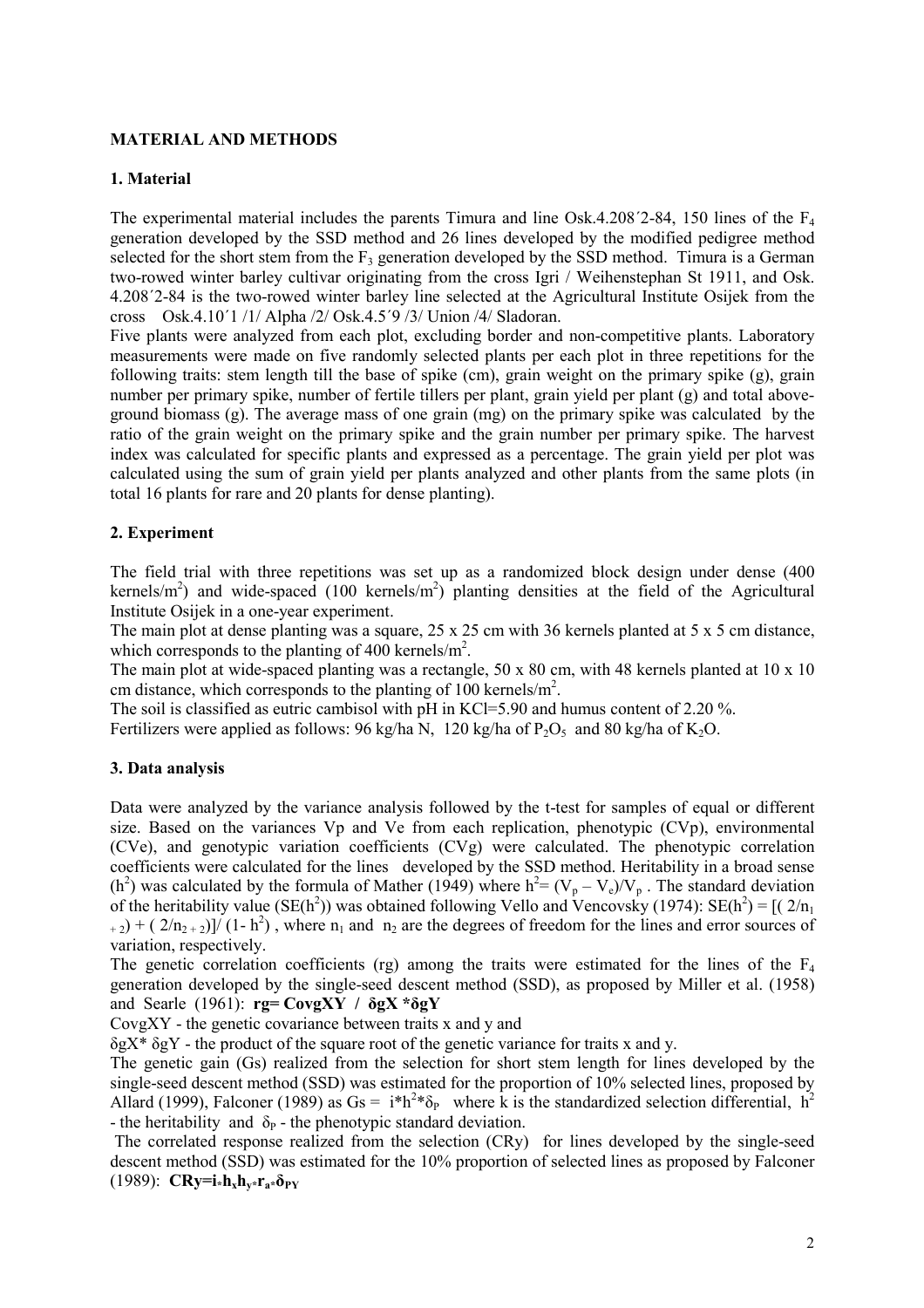## MATERIAL AND METHODS

### 1. Material

The experimental material includes the parents Timura and line Osk.4.208´2-84, 150 lines of the $F_4$ generation developed by the SSD method and 26 lines developed by the modified pedigree method selected for the short stem from the $F_3$ generation developed by the SSD method. Timura is a German two-rowed winter barley cultivar originating from the cross Igri / Weihenstephan St 1911, and Osk. 4.208´2-84 is the two-rowed winter barley line selected at the Agricultural Institute Osijek from the cross Osk.4.10´1 /1/ Alpha /2/ Osk.4.5´9 /3/ Union /4/ Sladoran.

Five plants were analyzed from each plot, excluding border and non-competitive plants. Laboratory measurements were made on five randomly selected plants per each plot in three repetitions for the following traits: stem length till the base of spike (cm), grain weight on the primary spike (g), grain number per primary spike, number of fertile tillers per plant, grain yield per plant (g) and total above-ground biomass (g). The average mass of one grain (mg) on the primary spike was calculated by the ratio of the grain weight on the primary spike and the grain number per primary spike. The harvest index was calculated for specific plants and expressed as a percentage. The grain yield per plot was calculated using the sum of grain yield per plants analyzed and other plants from the same plots (in total 16 plants for rare and 20 plants for dense planting).

### 2. Experiment

The field trial with three repetitions was set up as a randomized block design under dense (400 kernels/$m^2$) and wide-spaced (100 kernels/$m^2$) planting densities at the field of the Agricultural Institute Osijek in a one-year experiment.

The main plot at dense planting was a square, 25 x 25 cm with 36 kernels planted at 5 x 5 cm distance, which corresponds to the planting of 400 kernels/$m^2$.

The main plot at wide-spaced planting was a rectangle, 50 x 80 cm, with 48 kernels planted at 10 x 10 cm distance, which corresponds to the planting of 100 kernels/$m^2$.

The soil is classified as eutric cambisol with pH in KCl=5.90 and humus content of 2.20 %.

Fertilizers were applied as follows: 96 kg/ha N, 120 kg/ha of $P_2O_5$ and 80 kg/ha of $K_2O$.

### 3. Data analysis

Data were analyzed by the variance analysis followed by the t-test for samples of equal or different size. Based on the variances Vp and Ve from each replication, phenotypic (CVp), environmental (CVe), and genotypic variation coefficients (CVg) were calculated. The phenotypic correlation coefficients were calculated for the lines developed by the SSD method. Heritability in a broad sense ($h^2$) was calculated by the formula of Mather (1949) where $h^2 = (V_p - V_e)/V_p$. The standard deviation of the heritability value ($SE(h^2)$) was obtained following Vello and Vencovsky (1974): $SE(h^2) = [(2/n_{1+2}) + (2/n_{2+2})]/(1-h^2)$, where $n_1$ and $n_2$ are the degrees of freedom for the lines and error sources of variation, respectively.

The genetic correlation coefficients (rg) among the traits were estimated for the lines of the $F_4$ generation developed by the single-seed descent method (SSD), as proposed by Miller et al. (1958) and Searle (1961): **$rg = CovgXY \ / \ \delta gX * \delta gY$**

CovgXY - the genetic covariance between traits x and y and

$\delta gX * \delta gY$ - the product of the square root of the genetic variance for traits x and y.

The genetic gain (Gs) realized from the selection for short stem length for lines developed by the single-seed descent method (SSD) was estimated for the proportion of 10% selected lines, proposed by Allard (1999), Falconer (1989) as $Gs = i*h^2*\delta_P$ where k is the standardized selection differential, $h^2$ - the heritability and $\delta_P$ - the phenotypic standard deviation.

The correlated response realized from the selection (CRy) for lines developed by the single-seed descent method (SSD) was estimated for the 10% proportion of selected lines as proposed by Falconer (1989): **$CRy = i * h_x h_y * r_a * \delta_{PY}$**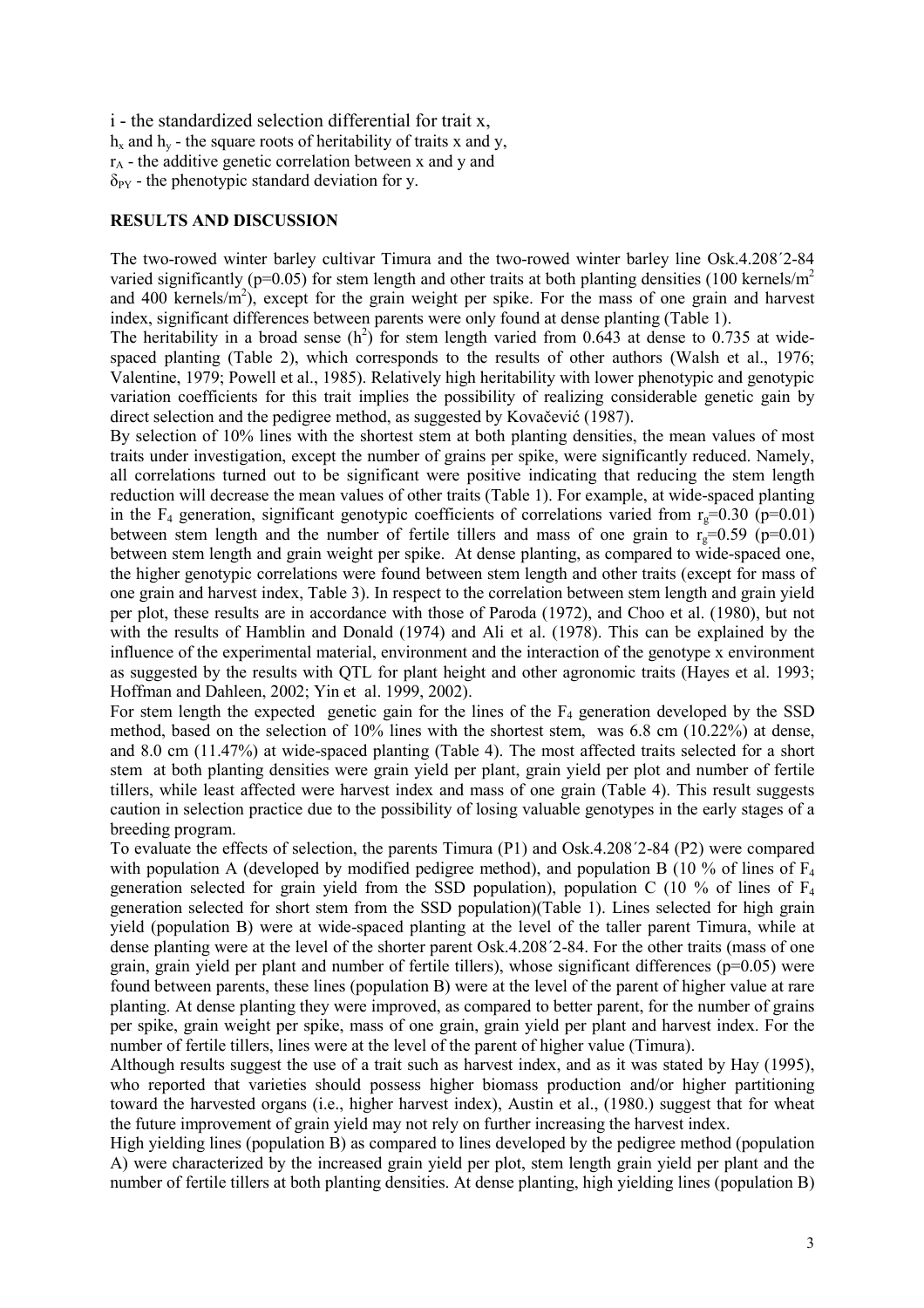i - the standardized selection differential for trait x,  
$h_x$ and $h_y$ - the square roots of heritability of traits x and y,  
$r_A$ - the additive genetic correlation between x and y and  
$\delta_{PY}$ - the phenotypic standard deviation for y.

## RESULTS AND DISCUSSION

The two-rowed winter barley cultivar Timura and the two-rowed winter barley line Osk.4.208´2-84 varied significantly ($p=0.05$) for stem length and other traits at both planting densities (100 kernels/$m^2$ and 400 kernels/$m^2$), except for the grain weight per spike. For the mass of one grain and harvest index, significant differences between parents were only found at dense planting (Table 1).

The heritability in a broad sense ($h^2$) for stem length varied from 0.643 at dense to 0.735 at wide-spaced planting (Table 2), which corresponds to the results of other authors (Walsh et al., 1976; Valentine, 1979; Powell et al., 1985). Relatively high heritability with lower phenotypic and genotypic variation coefficients for this trait implies the possibility of realizing considerable genetic gain by direct selection and the pedigree method, as suggested by Kovačević (1987).

By selection of 10% lines with the shortest stem at both planting densities, the mean values of most traits under investigation, except the number of grains per spike, were significantly reduced. Namely, all correlations turned out to be significant were positive indicating that reducing the stem length reduction will decrease the mean values of other traits (Table 1). For example, at wide-spaced planting in the $F_4$ generation, significant genotypic coefficients of correlations varied from $r_g=0.30$ ($p=0.01$) between stem length and the number of fertile tillers and mass of one grain to $r_g=0.59$ ($p=0.01$) between stem length and grain weight per spike. At dense planting, as compared to wide-spaced one, the higher genotypic correlations were found between stem length and other traits (except for mass of one grain and harvest index, Table 3). In respect to the correlation between stem length and grain yield per plot, these results are in accordance with those of Paroda (1972), and Choo et al. (1980), but not with the results of Hamblin and Donald (1974) and Ali et al. (1978). This can be explained by the influence of the experimental material, environment and the interaction of the genotype x environment as suggested by the results with QTL for plant height and other agronomic traits (Hayes et al. 1993; Hoffman and Dahleen, 2002; Yin et al. 1999, 2002).

For stem length the expected genetic gain for the lines of the $F_4$ generation developed by the SSD method, based on the selection of 10% lines with the shortest stem, was 6.8 cm (10.22%) at dense, and 8.0 cm (11.47%) at wide-spaced planting (Table 4). The most affected traits selected for a short stem at both planting densities were grain yield per plant, grain yield per plot and number of fertile tillers, while least affected were harvest index and mass of one grain (Table 4). This result suggests caution in selection practice due to the possibility of losing valuable genotypes in the early stages of a breeding program.

To evaluate the effects of selection, the parents Timura (P1) and Osk.4.208´2-84 (P2) were compared with population A (developed by modified pedigree method), and population B (10 % of lines of $F_4$ generation selected for grain yield from the SSD population), population C (10 % of lines of $F_4$ generation selected for short stem from the SSD population)(Table 1). Lines selected for high grain yield (population B) were at wide-spaced planting at the level of the taller parent Timura, while at dense planting were at the level of the shorter parent Osk.4.208´2-84. For the other traits (mass of one grain, grain yield per plant and number of fertile tillers), whose significant differences ($p=0.05$) were found between parents, these lines (population B) were at the level of the parent of higher value at rare planting. At dense planting they were improved, as compared to better parent, for the number of grains per spike, grain weight per spike, mass of one grain, grain yield per plant and harvest index. For the number of fertile tillers, lines were at the level of the parent of higher value (Timura).

Although results suggest the use of a trait such as harvest index, and as it was stated by Hay (1995), who reported that varieties should possess higher biomass production and/or higher partitioning toward the harvested organs (i.e., higher harvest index), Austin et al., (1980.) suggest that for wheat the future improvement of grain yield may not rely on further increasing the harvest index.

High yielding lines (population B) as compared to lines developed by the pedigree method (population A) were characterized by the increased grain yield per plot, stem length grain yield per plant and the number of fertile tillers at both planting densities. At dense planting, high yielding lines (population B)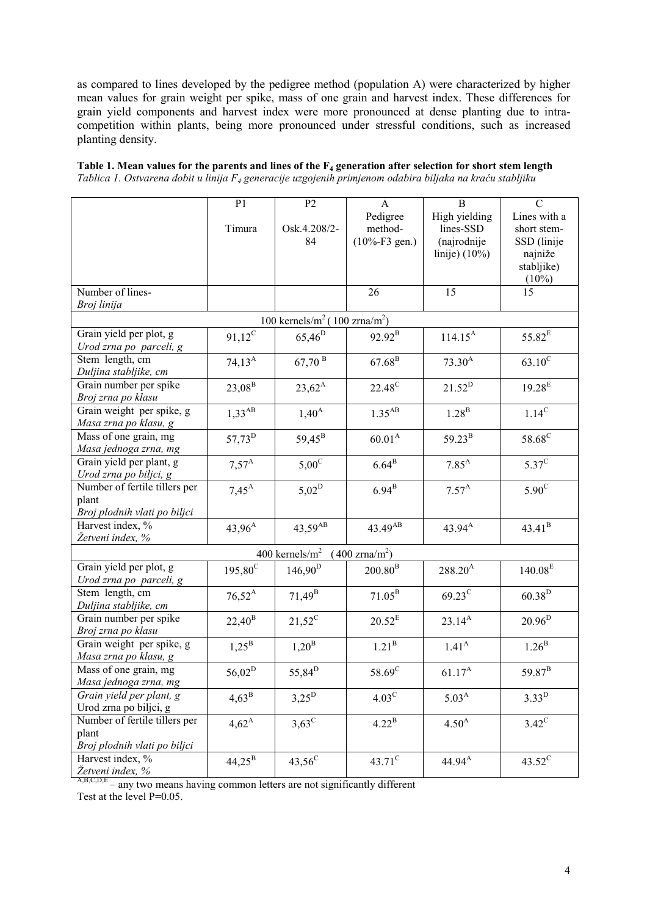as compared to lines developed by the pedigree method (population A) were characterized by higher mean values for grain weight per spike, mass of one grain and harvest index. These differences for grain yield components and harvest index were more pronounced at dense planting due to intra-competition within plants, being more pronounced under stressful conditions, such as increased planting density.

**Table 1. Mean values for the parents and lines of the $F_4$ generation after selection for short stem length**
*Tablica 1. Ostvarena dobit u linija $F_4$ generacije uzgojenih primjenom odabira biljaka na kraću stabljiku*

| | P1 Timura | P2 Osk.4.208/2-84 | A Pedigree method- (10%-F3 gen.) | B High yielding lines-SSD (najrodnije linije) (10%) | C Lines with a short stem-SSD (linije najniže stabljike) (10%) |
|---|---|---|---|---|---|
| Number of lines- *Broj linija* | | | 26 | 15 | 15 |
| 100 kernels/m$^2$ ( 100 zrna/m$^2$) | | | | | |
| Grain yield per plot, g *Urod zrna po parceli, g* | 91,12$^C$ | 65,46$^D$ | 92.92$^B$ | 114.15$^A$ | 55.82$^E$ |
| Stem length, cm *Duljina stabljike, cm* | 74,13$^A$ | 67,70 $^B$ | 67.68$^B$ | 73.30$^A$ | 63.10$^C$ |
| Grain number per spike *Broj zrna po klasu* | 23,08$^B$ | 23,62$^A$ | 22.48$^C$ | 21.52$^D$ | 19.28$^E$ |
| Grain weight per spike, g *Masa zrna po klasu, g* | 1,33$^{AB}$ | 1,40$^A$ | 1.35$^{AB}$ | 1.28$^B$ | 1.14$^C$ |
| Mass of one grain, mg *Masa jednoga zrna, mg* | 57,73$^D$ | 59,45$^B$ | 60.01$^A$ | 59.23$^B$ | 58.68$^C$ |
| Grain yield per plant, g *Urod zrna po biljci, g* | 7,57$^A$ | 5,00$^C$ | 6.64$^B$ | 7.85$^A$ | 5.37$^C$ |
| Number of fertile tillers per plant *Broj plodnih vlati po biljci* | 7,45$^A$ | 5,02$^D$ | 6.94$^B$ | 7.57$^A$ | 5.90$^C$ |
| Harvest index, % *Žetveni index, %* | 43,96$^A$ | 43,59$^{AB}$ | 43.49$^{AB}$ | 43.94$^A$ | 43.41$^B$ |
| 400 kernels/m$^2$ (400 zrna/m$^2$) | | | | | |
| Grain yield per plot, g *Urod zrna po parceli, g* | 195,80$^C$ | 146,90$^D$ | 200.80$^B$ | 288.20$^A$ | 140.08$^E$ |
| Stem length, cm *Duljina stabljike, cm* | 76,52$^A$ | 71,49$^B$ | 71.05$^B$ | 69.23$^C$ | 60.38$^D$ |
| Grain number per spike *Broj zrna po klasu* | 22,40$^B$ | 21,52$^C$ | 20.52$^E$ | 23.14$^A$ | 20.96$^D$ |
| Grain weight per spike, g *Masa zrna po klasu, g* | 1,25$^B$ | 1,20$^B$ | 1.21$^B$ | 1.41$^A$ | 1.26$^B$ |
| Mass of one grain, mg *Masa jednoga zrna, mg* | 56,02$^D$ | 55,84$^D$ | 58.69$^C$ | 61.17$^A$ | 59.87$^B$ |
| *Grain yield per plant, g* Urod zrna po biljci, g | 4,63$^B$ | 3,25$^D$ | 4.03$^C$ | 5.03$^A$ | 3.33$^D$ |
| Number of fertile tillers per plant *Broj plodnih vlati po biljci* | 4,62$^A$ | 3,63$^C$ | 4.22$^B$ | 4.50$^A$ | 3.42$^C$ |
| Harvest index, % *Žetveni index, %* | 44,25$^B$ | 43,56$^C$ | 43.71$^C$ | 44.94$^A$ | 43.52$^C$ |

$^{A,B,C,D,E}$ – any two means having common letters are not significantly different
Test at the level P=0.05.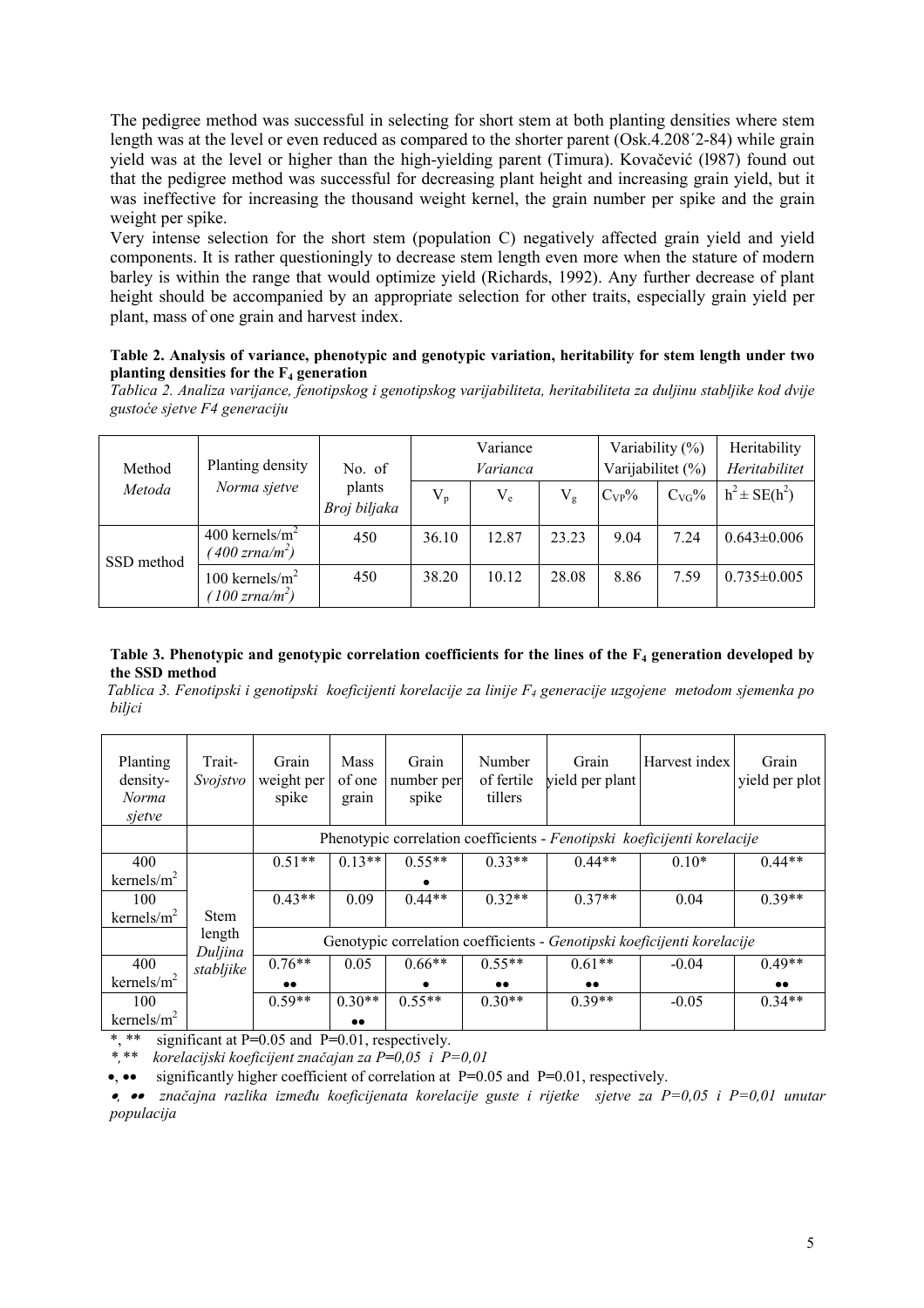The pedigree method was successful in selecting for short stem at both planting densities where stem length was at the level or even reduced as compared to the shorter parent (Osk.4.208´2-84) while grain yield was at the level or higher than the high-yielding parent (Timura). Kovačević (l987) found out that the pedigree method was successful for decreasing plant height and increasing grain yield, but it was ineffective for increasing the thousand weight kernel, the grain number per spike and the grain weight per spike.

Very intense selection for the short stem (population C) negatively affected grain yield and yield components. It is rather questioningly to decrease stem length even more when the stature of modern barley is within the range that would optimize yield (Richards, 1992). Any further decrease of plant height should be accompanied by an appropriate selection for other traits, especially grain yield per plant, mass of one grain and harvest index.

**Table 2. Analysis of variance, phenotypic and genotypic variation, heritability for stem length under two planting densities for the $F_4$ generation**

*Tablica 2. Analiza varijance, fenotipskog i genotipskog varijabiliteta, heritabiliteta za duljinu stabljike kod dvije gustoće sjetve F4 generaciju*

| Method *Metoda* | Planting density *Norma sjetve* | No. of plants *Broj biljaka* | Variance *Varianca* | | | Variability (%) *Varijabilitet (%)* | | Heritability *Heritabilitet* |
|---|---|---|---|---|---|---|---|---|
| | | | $V_p$ | $V_e$ | $V_g$ | $C_{VP}$% | $C_{VG}$% | $h^2 \pm SE(h^2)$ |
| SSD method | 400 kernels/m$^2$ *(400 zrna/m$^2$)* | 450 | 36.10 | 12.87 | 23.23 | 9.04 | 7.24 | 0.643±0.006 |
| | 100 kernels/m$^2$ *(100 zrna/m$^2$)* | 450 | 38.20 | 10.12 | 28.08 | 8.86 | 7.59 | 0.735±0.005 |

**Table 3. Phenotypic and genotypic correlation coefficients for the lines of the $F_4$ generation developed by the SSD method**

*Tablica 3. Fenotipski i genotipski koeficijenti korelacije za linije $F_4$ generacije uzgojene metodom sjemenka po biljci*

| Planting density- *Norma sjetve* | Trait- *Svojstvo* | Grain weight per spike | Mass of one grain | Grain number per spike | Number of fertile tillers | Grain yield per plant | Harvest index | Grain yield per plot |
|---|---|---|---|---|---|---|---|---|
| | | Phenotypic correlation coefficients - *Fenotipski koeficijenti korelacije* | | | | | | |
| 400 kernels/m$^2$ | Stem length *Duljina stabljike* | 0.51** | 0.13** | 0.55** • | 0.33** | 0.44** | 0.10* | 0.44** |
| 100 kernels/m$^2$ | | 0.43** | 0.09 | 0.44** | 0.32** | 0.37** | 0.04 | 0.39** |
| | | Genotypic correlation coefficients - *Genotipski koeficijenti korelacije* | | | | | | |
| 400 kernels/m$^2$ | | 0.76** •• | 0.05 | 0.66** • | 0.55** •• | 0.61** •• | -0.04 | 0.49** •• |
| 100 kernels/m$^2$ | | 0.59** | 0.30** •• | 0.55** | 0.30** | 0.39** | -0.05 | 0.34** |

*, ** significant at P=0.05 and P=0.01, respectively.

*\*,\*\* korelacijski koeficijent značajan za P=0,05 i P=0,01*

•, •• significantly higher coefficient of correlation at P=0.05 and P=0.01, respectively.

*•, •• značajna razlika između koeficijenata korelacije guste i rijetke sjetve za P=0,05 i P=0,01 unutar populacija*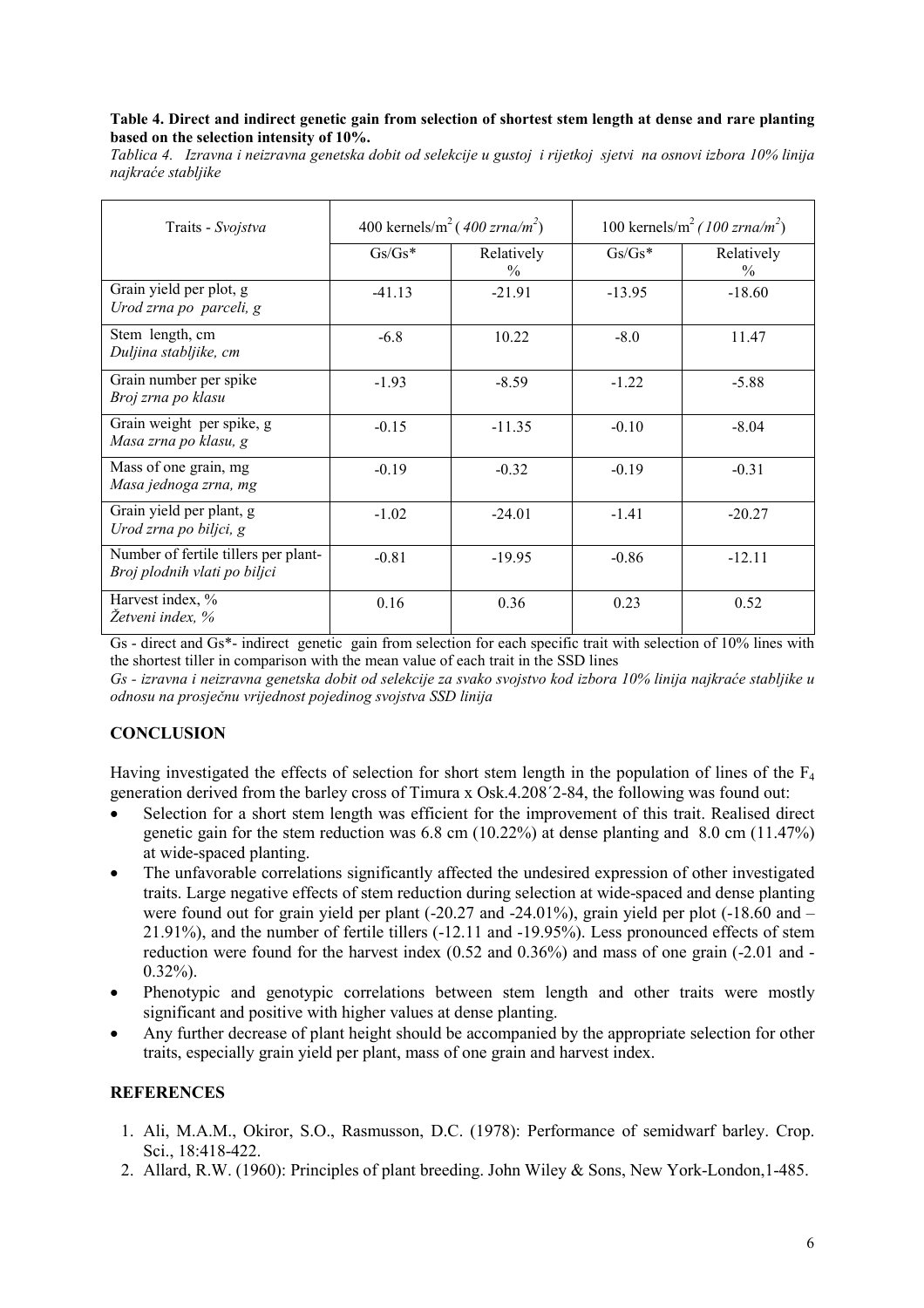**Table 4. Direct and indirect genetic gain from selection of shortest stem length at dense and rare planting based on the selection intensity of 10%.**

*Tablica 4. Izravna i neizravna genetska dobit od selekcije u gustoj i rijetkoj sjetvi na osnovi izbora 10% linija najkraće stabljike*

| Traits - *Svojstva* | 400 kernels/m$^2$ ( *400 zrna/m$^2$*) | | 100 kernels/m$^2$ *( 100 zrna/m$^2$*) | |
|---|---|---|---|---|
| | Gs/Gs* | Relatively % | Gs/Gs* | Relatively % |
| Grain yield per plot, g<br>*Urod zrna po parceli, g* | -41.13 | -21.91 | -13.95 | -18.60 |
| Stem length, cm<br>*Duljina stabljike, cm* | -6.8 | 10.22 | -8.0 | 11.47 |
| Grain number per spike<br>*Broj zrna po klasu* | -1.93 | -8.59 | -1.22 | -5.88 |
| Grain weight per spike, g<br>*Masa zrna po klasu, g* | -0.15 | -11.35 | -0.10 | -8.04 |
| Mass of one grain, mg<br>*Masa jednoga zrna, mg* | -0.19 | -0.32 | -0.19 | -0.31 |
| Grain yield per plant, g<br>*Urod zrna po biljci, g* | -1.02 | -24.01 | -1.41 | -20.27 |
| Number of fertile tillers per plant-<br>*Broj plodnih vlati po biljci* | -0.81 | -19.95 | -0.86 | -12.11 |
| Harvest index, %<br>*Žetveni index, %* | 0.16 | 0.36 | 0.23 | 0.52 |

Gs - direct and Gs*- indirect genetic gain from selection for each specific trait with selection of 10% lines with the shortest tiller in comparison with the mean value of each trait in the SSD lines

*Gs - izravna i neizravna genetska dobit od selekcije za svako svojstvo kod izbora 10% linija najkraće stabljike u odnosu na prosječnu vrijednost pojedinog svojstva SSD linija*

## CONCLUSION

Having investigated the effects of selection for short stem length in the population of lines of the $F_4$ generation derived from the barley cross of Timura x Osk.4.208´2-84, the following was found out:

- Selection for a short stem length was efficient for the improvement of this trait. Realised direct genetic gain for the stem reduction was 6.8 cm (10.22%) at dense planting and 8.0 cm (11.47%) at wide-spaced planting.
- The unfavorable correlations significantly affected the undesired expression of other investigated traits. Large negative effects of stem reduction during selection at wide-spaced and dense planting were found out for grain yield per plant (-20.27 and -24.01%), grain yield per plot (-18.60 and – 21.91%), and the number of fertile tillers (-12.11 and -19.95%). Less pronounced effects of stem reduction were found for the harvest index (0.52 and 0.36%) and mass of one grain (-2.01 and -0.32%).
- Phenotypic and genotypic correlations between stem length and other traits were mostly significant and positive with higher values at dense planting.
- Any further decrease of plant height should be accompanied by the appropriate selection for other traits, especially grain yield per plant, mass of one grain and harvest index.

## REFERENCES

1. Ali, M.A.M., Okiror, S.O., Rasmusson, D.C. (1978): Performance of semidwarf barley. Crop. Sci., 18:418-422.
2. Allard, R.W. (1960): Principles of plant breeding. John Wiley & Sons, New York-London,1-485.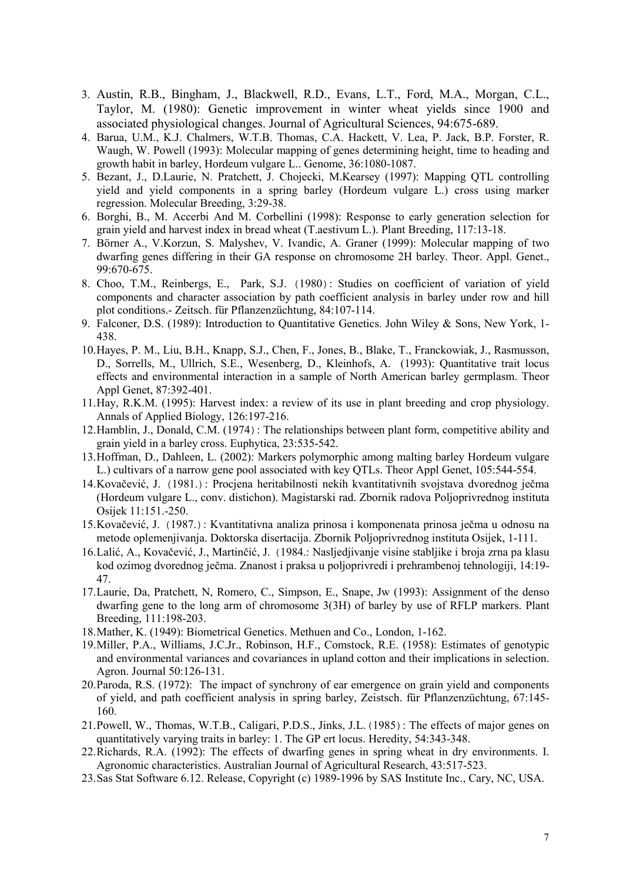3. Austin, R.B., Bingham, J., Blackwell, R.D., Evans, L.T., Ford, M.A., Morgan, C.L., Taylor, M. (1980): Genetic improvement in winter wheat yields since 1900 and associated physiological changes. Journal of Agricultural Sciences, 94:675-689.
4. Barua, U.M., K.J. Chalmers, W.T.B. Thomas, C.A. Hackett, V. Lea, P. Jack, B.P. Forster, R. Waugh, W. Powell (1993): Molecular mapping of genes determining height, time to heading and growth habit in barley, Hordeum vulgare L.. Genome, 36:1080-1087.
5. Bezant, J., D.Laurie, N. Pratchett, J. Chojecki, M.Kearsey (1997): Mapping QTL controlling yield and yield components in a spring barley (Hordeum vulgare L.) cross using marker regression. Molecular Breeding, 3:29-38.
6. Borghi, B., M. Accerbi And M. Corbellini (1998): Response to early generation selection for grain yield and harvest index in bread wheat (T.aestivum L.). Plant Breeding, 117:13-18.
7. Börner A., V.Korzun, S. Malyshev, V. Ivandic, A. Graner (1999): Molecular mapping of two dwarfing genes differing in their GA response on chromosome 2H barley. Theor. Appl. Genet., 99:670-675.
8. Choo, T.M., Reinbergs, E., Park, S.J.（1980）: Studies on coefficient of variation of yield components and character association by path coefficient analysis in barley under row and hill plot conditions.- Zeitsch. für Pflanzenzüchtung, 84:107-114.
9. Falconer, D.S. (1989): Introduction to Quantitative Genetics. John Wiley & Sons, New York, 1-438.
10. Hayes, P. M., Liu, B.H., Knapp, S.J., Chen, F., Jones, B., Blake, T., Franckowiak, J., Rasmusson, D., Sorrells, M., Ullrich, S.E., Wesenberg, D., Kleinhofs, A. (1993): Quantitative trait locus effects and environmental interaction in a sample of North American barley germplasm. Theor Appl Genet, 87:392-401.
11. Hay, R.K.M. (1995): Harvest index: a review of its use in plant breeding and crop physiology. Annals of Applied Biology, 126:197-216.
12. Hamblin, J., Donald, C.M. (1974）: The relationships between plant form, competitive ability and grain yield in a barley cross. Euphytica, 23:535-542.
13. Hoffman, D., Dahleen, L. (2002): Markers polymorphic among malting barley Hordeum vulgare L.) cultivars of a narrow gene pool associated with key QTLs. Theor Appl Genet, 105:544-554.
14. Kovačević, J.（1981.）: Procjena heritabilnosti nekih kvantitativnih svojstava dvorednog ječma (Hordeum vulgare L., conv. distichon). Magistarski rad. Zbornik radova Poljoprivrednog instituta Osijek 11:151.-250.
15. Kovačević, J.（1987.）: Kvantitativna analiza prinosa i komponenata prinosa ječma u odnosu na metode oplemenjivanja. Doktorska disertacija. Zbornik Poljoprivrednog instituta Osijek, 1-111.
16. Lalić, A., Kovačević, J., Martinčić, J.（1984.: Nasljedjivanje visine stabljike i broja zrna pa klasu kod ozimog dvorednog ječma. Znanost i praksa u poljoprivredi i prehrambenoj tehnologiji, 14:19-47.
17. Laurie, Da, Pratchett, N, Romero, C., Simpson, E., Snape, Jw (1993): Assignment of the denso dwarfing gene to the long arm of chromosome 3(3H) of barley by use of RFLP markers. Plant Breeding, 111:198-203.
18. Mather, K. (1949): Biometrical Genetics. Methuen and Co., London, 1-162.
19. Miller, P.A., Williams, J.C.Jr., Robinson, H.F., Comstock, R.E. (1958): Estimates of genotypic and environmental variances and covariances in upland cotton and their implications in selection. Agron. Journal 50:126-131.
20. Paroda, R.S. (1972): The impact of synchrony of ear emergence on grain yield and components of yield, and path coefficient analysis in spring barley, Zeistsch. für Pflanzenzüchtung, 67:145-160.
21. Powell, W., Thomas, W.T.B., Caligari, P.D.S., Jinks, J.L.(1985）: The effects of major genes on quantitatively varying traits in barley: 1. The GP ert locus. Heredity, 54:343-348.
22. Richards, R.A. (1992): The effects of dwarfing genes in spring wheat in dry environments. I. Agronomic characteristics. Australian Journal of Agricultural Research, 43:517-523.
23. Sas Stat Software 6.12. Release, Copyright (c) 1989-1996 by SAS Institute Inc., Cary, NC, USA.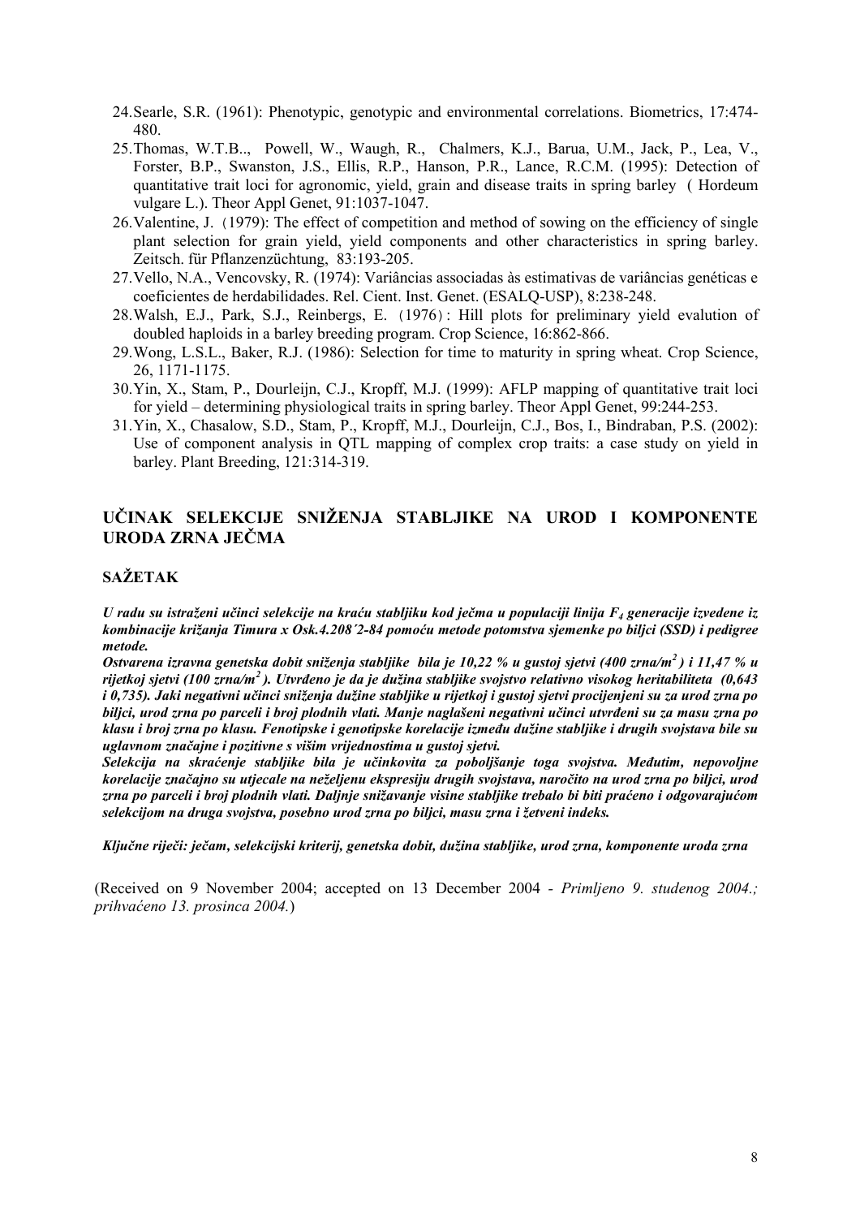24. Searle, S.R. (1961): Phenotypic, genotypic and environmental correlations. Biometrics, 17:474-480.
25. Thomas, W.T.B.., Powell, W., Waugh, R., Chalmers, K.J., Barua, U.M., Jack, P., Lea, V., Forster, B.P., Swanston, J.S., Ellis, R.P., Hanson, P.R., Lance, R.C.M. (1995): Detection of quantitative trait loci for agronomic, yield, grain and disease traits in spring barley ( Hordeum vulgare L.). Theor Appl Genet, 91:1037-1047.
26. Valentine, J. (1979): The effect of competition and method of sowing on the efficiency of single plant selection for grain yield, yield components and other characteristics in spring barley. Zeitsch. für Pflanzenzüchtung, 83:193-205.
27. Vello, N.A., Vencovsky, R. (1974): Variâncias associadas às estimativas de variâncias genéticas e coeficientes de herdabilidades. Rel. Cient. Inst. Genet. (ESALQ-USP), 8:238-248.
28. Walsh, E.J., Park, S.J., Reinbergs, E. (1976): Hill plots for preliminary yield evalution of doubled haploids in a barley breeding program. Crop Science, 16:862-866.
29. Wong, L.S.L., Baker, R.J. (1986): Selection for time to maturity in spring wheat. Crop Science, 26, 1171-1175.
30. Yin, X., Stam, P., Dourleijn, C.J., Kropff, M.J. (1999): AFLP mapping of quantitative trait loci for yield – determining physiological traits in spring barley. Theor Appl Genet, 99:244-253.
31. Yin, X., Chasalow, S.D., Stam, P., Kropff, M.J., Dourleijn, C.J., Bos, I., Bindraban, P.S. (2002): Use of component analysis in QTL mapping of complex crop traits: a case study on yield in barley. Plant Breeding, 121:314-319.

## UČINAK SELEKCIJE SNIŽENJA STABLJIKE NA UROD I KOMPONENTE URODA ZRNA JEČMA

### SAŽETAK

***U radu su istraženi učinci selekcije na kraću stabljiku kod ječma u populaciji linija $F_4$ generacije izvedene iz kombinacije križanja Timura x Osk.4.208´2-84 pomoću metode potomstva sjemenke po biljci (SSD) i pedigree metode.***

***Ostvarena izravna genetska dobit sniženja stabljike bila je 10,22 % u gustoj sjetvi (400 zrna/m$^2$ ) i 11,47 % u rijetkoj sjetvi (100 zrna/m$^2$ ). Utvrđeno je da je dužina stabljike svojstvo relativno visokog heritabiliteta (0,643 i 0,735). Jaki negativni učinci sniženja dužine stabljike u rijetkoj i gustoj sjetvi procijenjeni su za urod zrna po biljci, urod zrna po parceli i broj plodnih vlati. Manje naglašeni negativni učinci utvrđeni su za masu zrna po klasu i broj zrna po klasu. Fenotipske i genotipske korelacije između dužine stabljike i drugih svojstava bile su uglavnom značajne i pozitivne s višim vrijednostima u gustoj sjetvi.***

***Selekcija na skraćenje stabljike bila je učinkovita za poboljšanje toga svojstva. Međutim, nepovoljne korelacije značajno su utjecale na neželjenu ekspresiju drugih svojstava, naročito na urod zrna po biljci, urod zrna po parceli i broj plodnih vlati. Daljnje snižavanje visine stabljike trebalo bi biti praćeno i odgovarajućom selekcijom na druga svojstva, posebno urod zrna po biljci, masu zrna i žetveni indeks.***

***Ključne riječi: ječam, selekcijski kriterij, genetska dobit, dužina stabljike, urod zrna, komponente uroda zrna***

(Received on 9 November 2004; accepted on 13 December 2004 - *Primljeno 9. studenog 2004.; prihvaćeno 13. prosinca 2004.*)